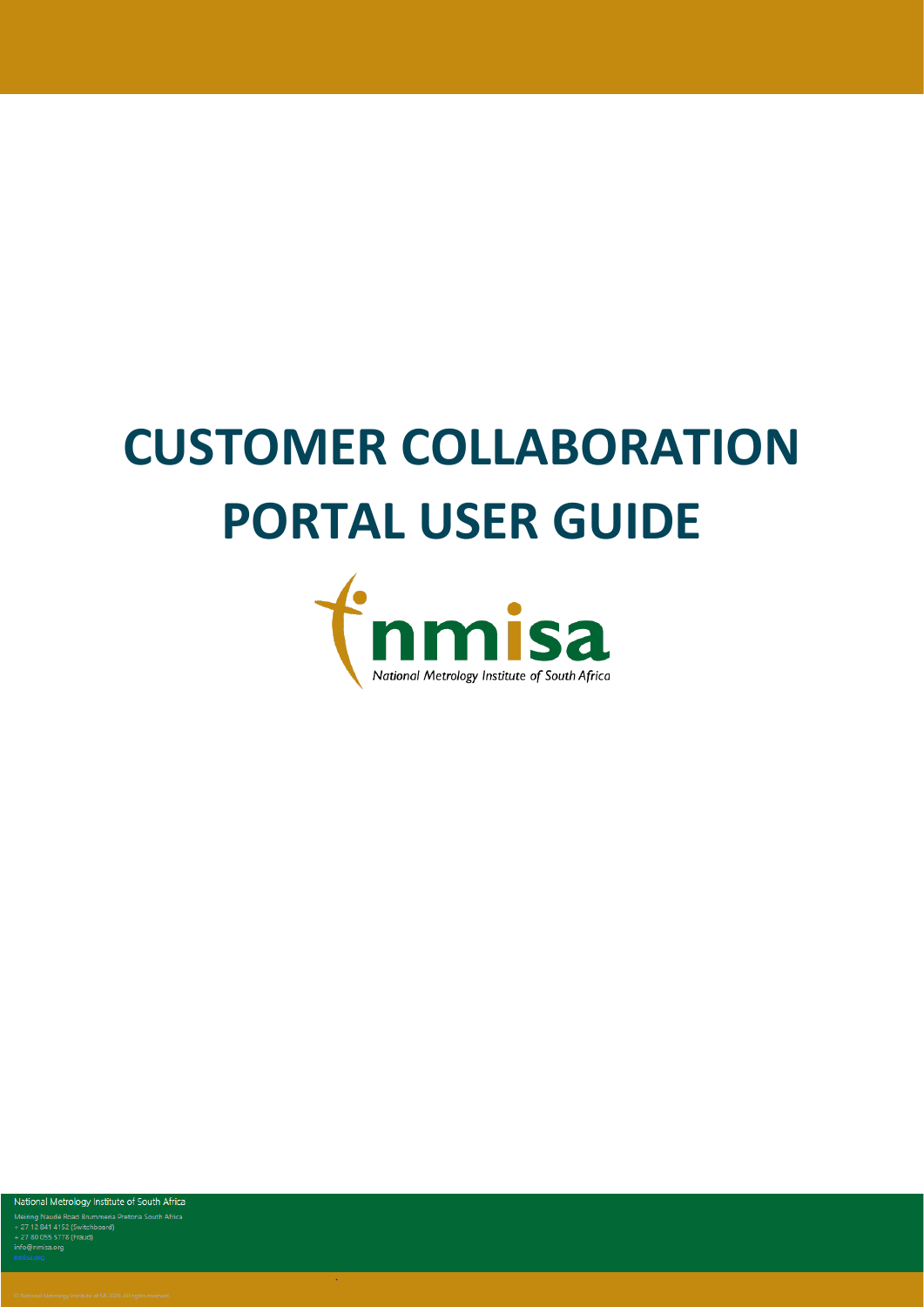# CUSTOMER COLLABORATION PORTAL USER GUIDE

nmisa

National Metrology Institute of South Africa

National Metrology Institute of South Africa

Meiring Naudé Road Brummeria Pretoria South Africa
+ 27 12 841 4152 (Switchboard)
+ 27 80 055 5778 (Fraud)
info@nmisa.org
nmisa.org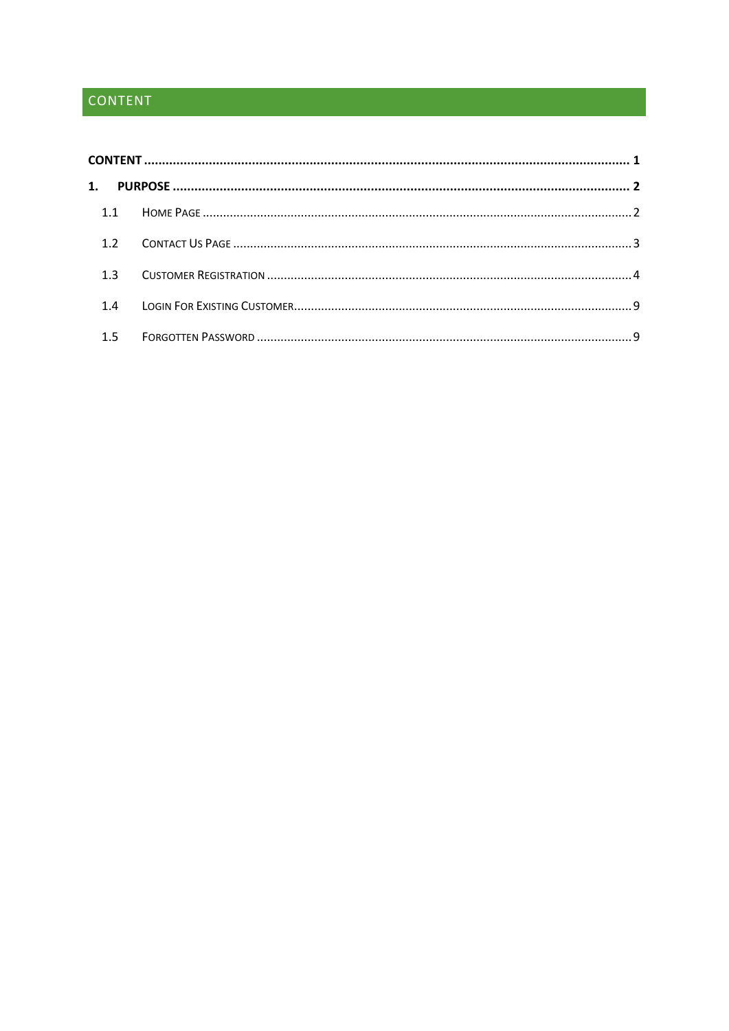# CONTENT

**CONTENT** ........................................................................................................................................ **1**

**1. PURPOSE** ..................................................................................................................................... **2**

1.1 Home Page ......................................................................................................................................... 2

1.2 Contact Us Page ................................................................................................................................. 3

1.3 Customer Registration ....................................................................................................................... 4

1.4 Login For Existing Customer ................................................................................................................ 9

1.5 Forgotten Password ............................................................................................................................ 9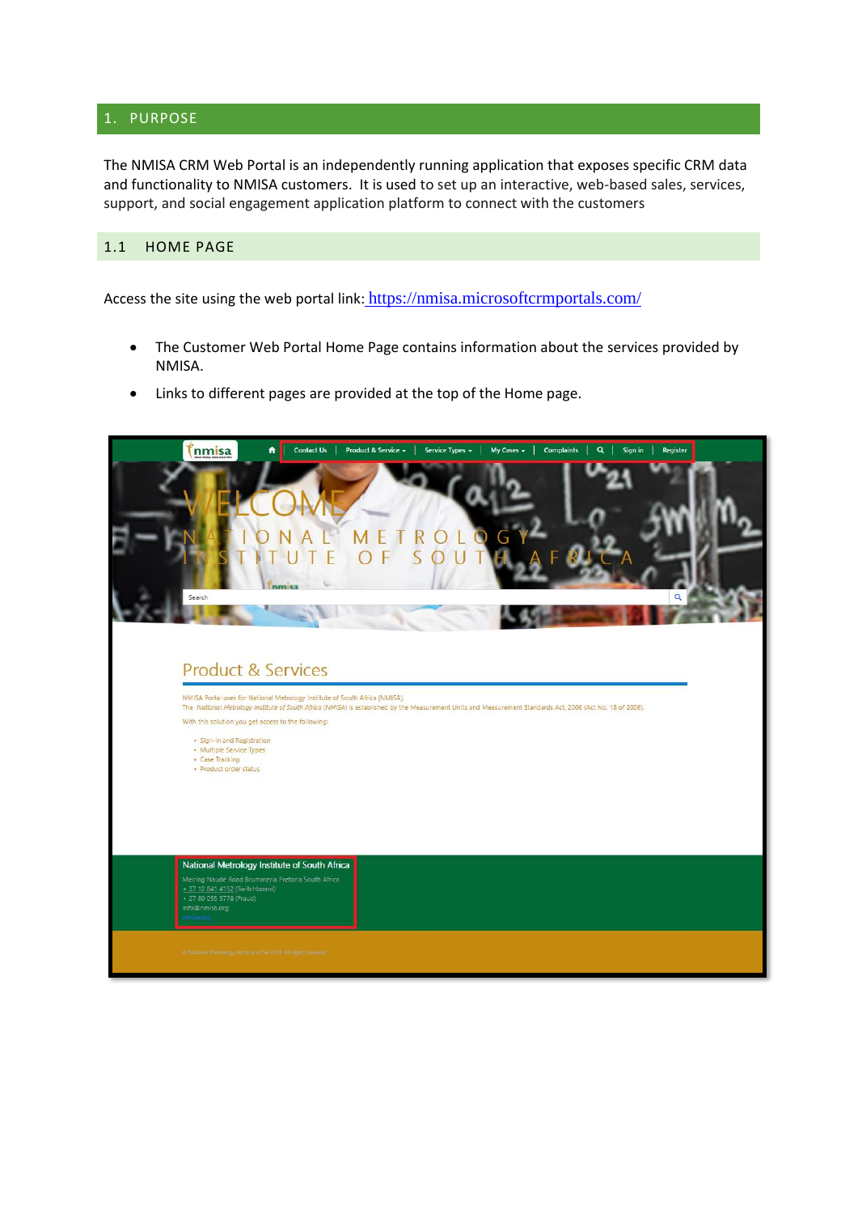## 1. PURPOSE

The NMISA CRM Web Portal is an independently running application that exposes specific CRM data and functionality to NMISA customers. It is used to set up an interactive, web-based sales, services, support, and social engagement application platform to connect with the customers

### 1.1 HOME PAGE

Access the site using the web portal link: https://nmisa.microsoftcrmportals.com/

- The Customer Web Portal Home Page contains information about the services provided by NMISA.
- Links to different pages are provided at the top of the Home page.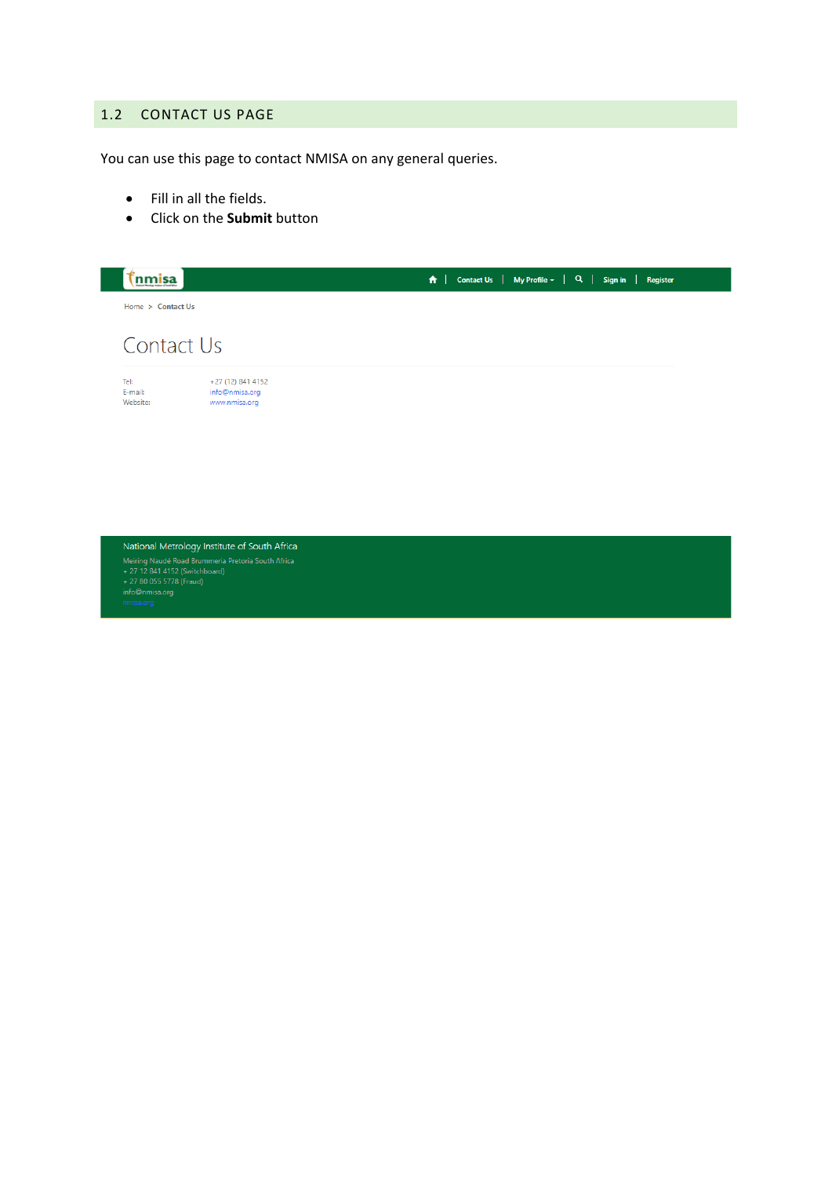## 1.2 CONTACT US PAGE

You can use this page to contact NMISA on any general queries.

- Fill in all the fields.
- Click on the **Submit** button

nmisa | Contact Us | My Profile | Sign in | Register

Home > Contact Us

# Contact Us

Tel: +27 (12) 841 4152
E-mail: info@nmisa.org
Website: www.nmisa.org

National Metrology Institute of South Africa
Meiring Naudé Road Brummeria Pretoria South Africa
+ 27 12 841 4152 (Switchboard)
+ 27 80 055 5778 (Fraud)
info@nmisa.org
nmisa.org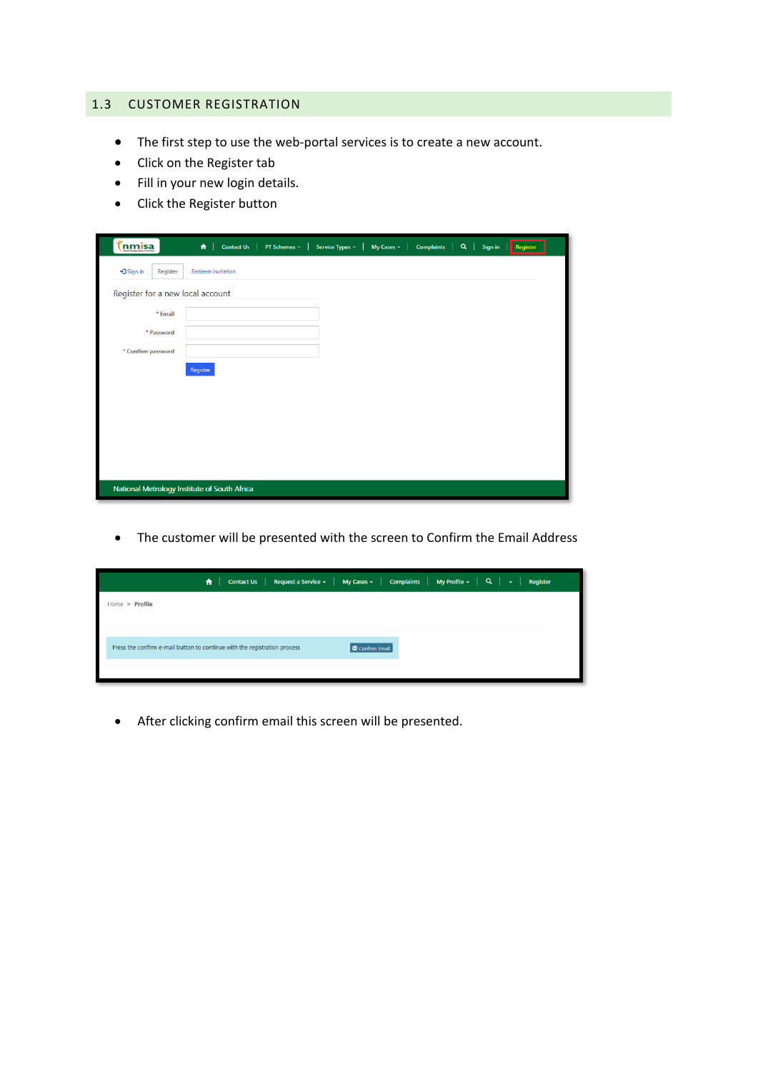## 1.3 CUSTOMER REGISTRATION

- The first step to use the web-portal services is to create a new account.
- Click on the Register tab
- Fill in your new login details.
- Click the Register button

- The customer will be presented with the screen to Confirm the Email Address

- After clicking confirm email this screen will be presented.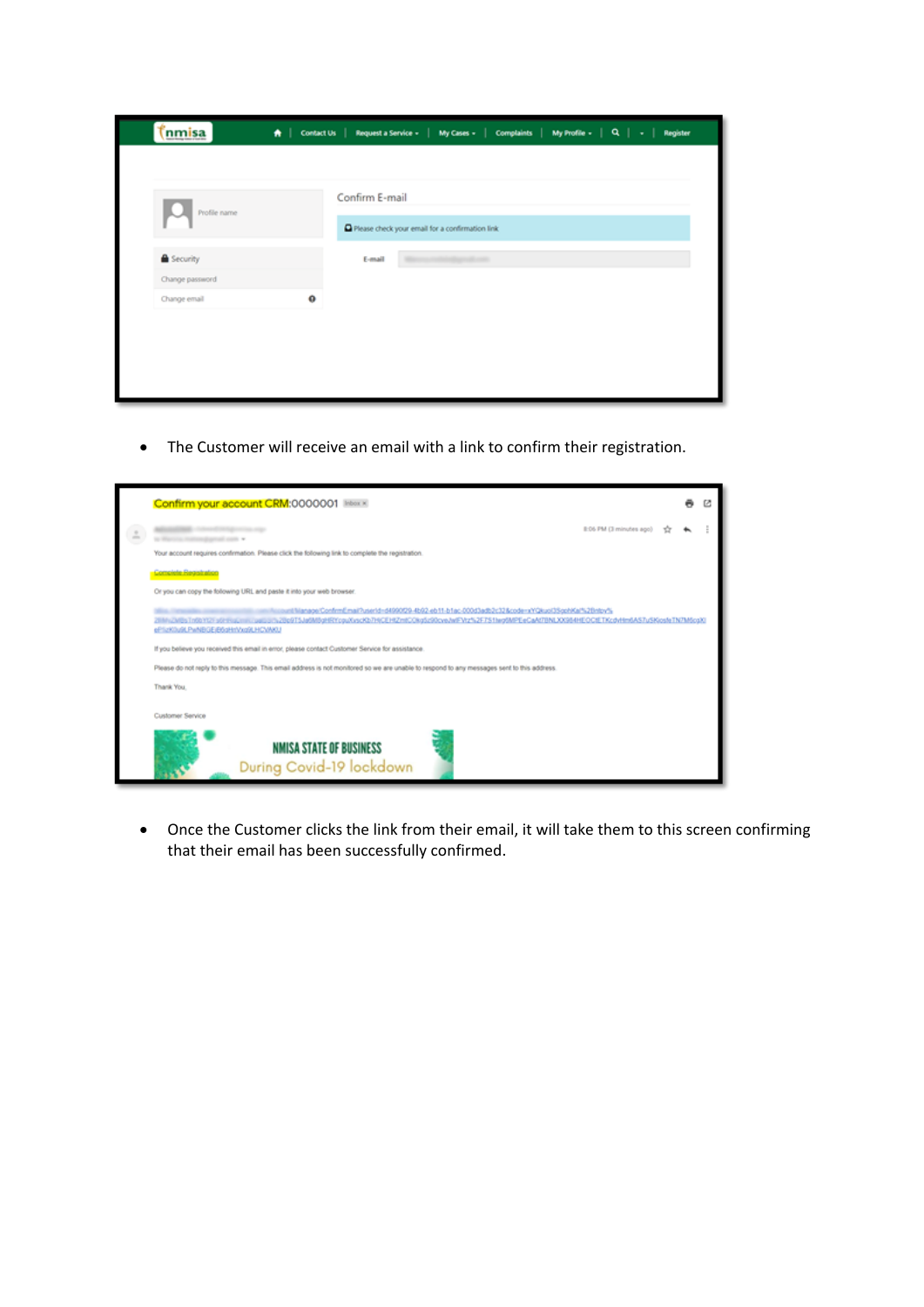- The Customer will receive an email with a link to confirm their registration.

- Once the Customer clicks the link from their email, it will take them to this screen confirming that their email has been successfully confirmed.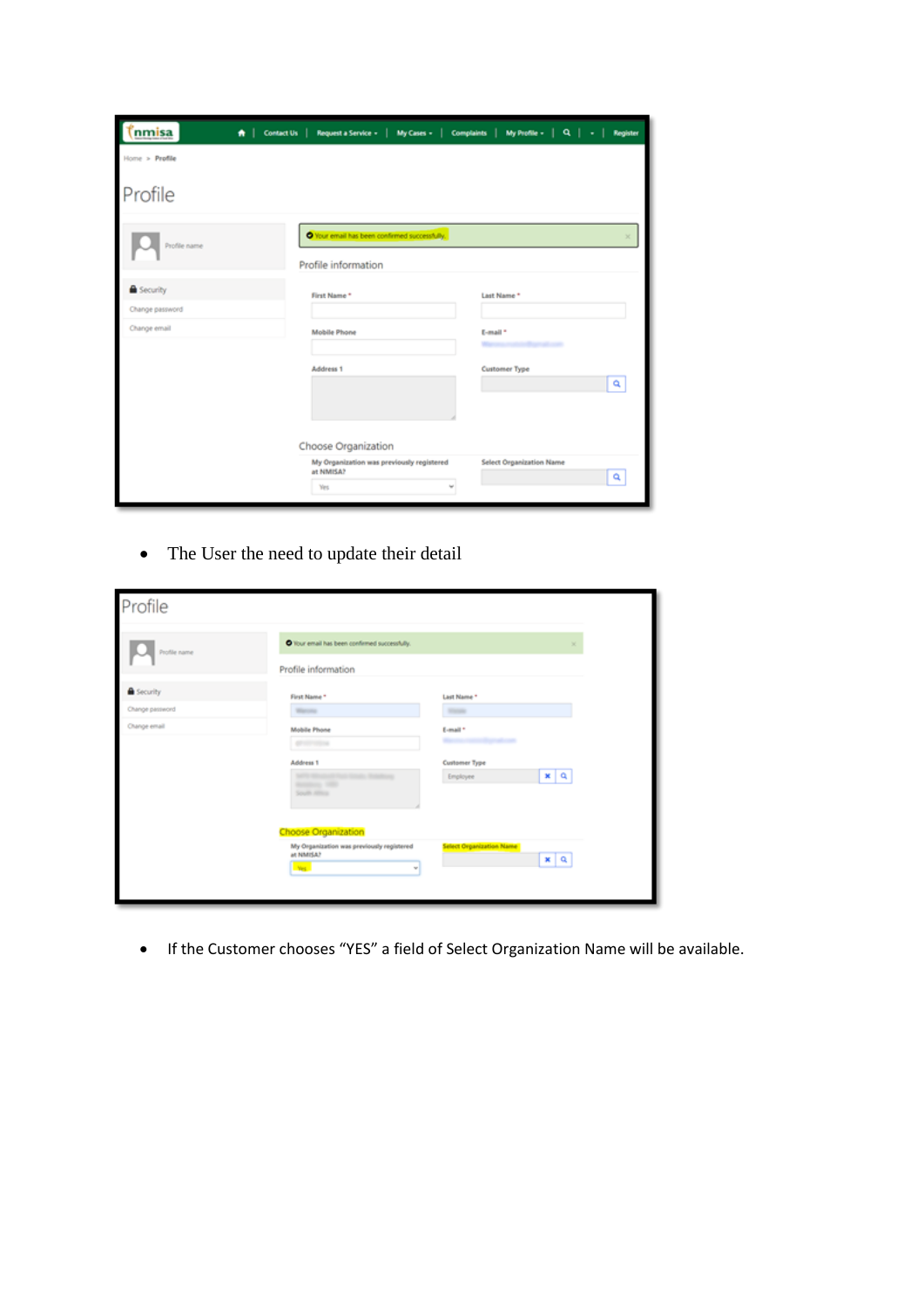- The User the need to update their detail

- If the Customer chooses “YES” a field of Select Organization Name will be available.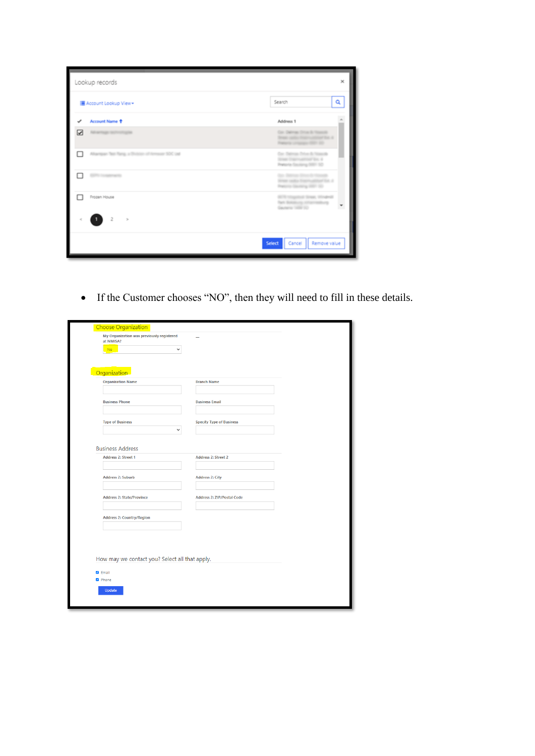Lookup records

Account Lookup View

Search

| ✓ | Account Name | Address 1 |
|---|---|---|
| ☑ | | |
| ☐ | | |
| ☐ | | |
| ☐ | Frozen House | |

1 2

Select Cancel Remove value

- If the Customer chooses "NO", then they will need to fill in these details.

Choose Organization

My Organization was previously registered at NMISA?

No

Organization

Organization Name

Branch Name

Business Phone

Business Email

Type of Business

Specify Type of Business

Business Address

Address 2: Street 1

Address 2: Street 2

Address 2: Suburb

Address 2: City

Address 2: State/Province

Address 2: ZIP/Postal Code

Address 2: Country/Region

How may we contact you? Select all that apply.

☑ Email

☑ Phone

Update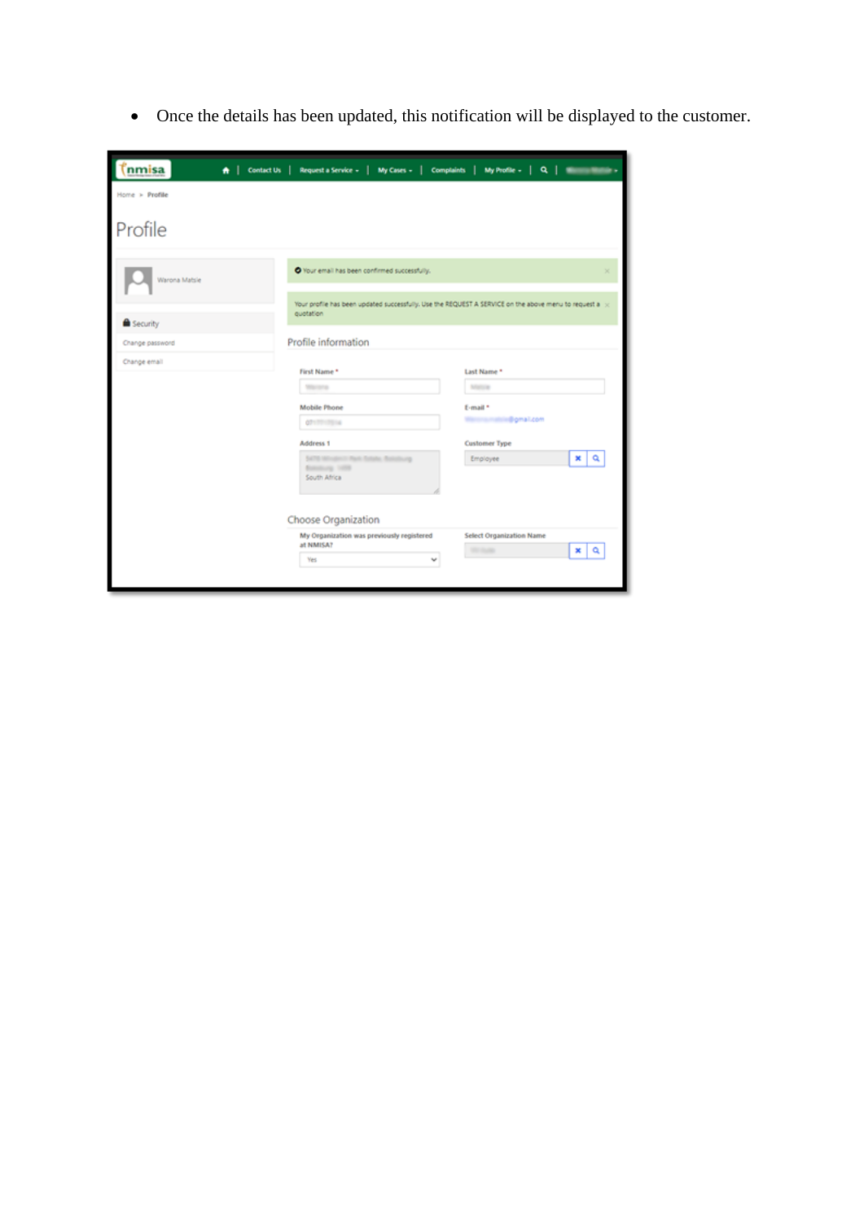- Once the details has been updated, this notification will be displayed to the customer.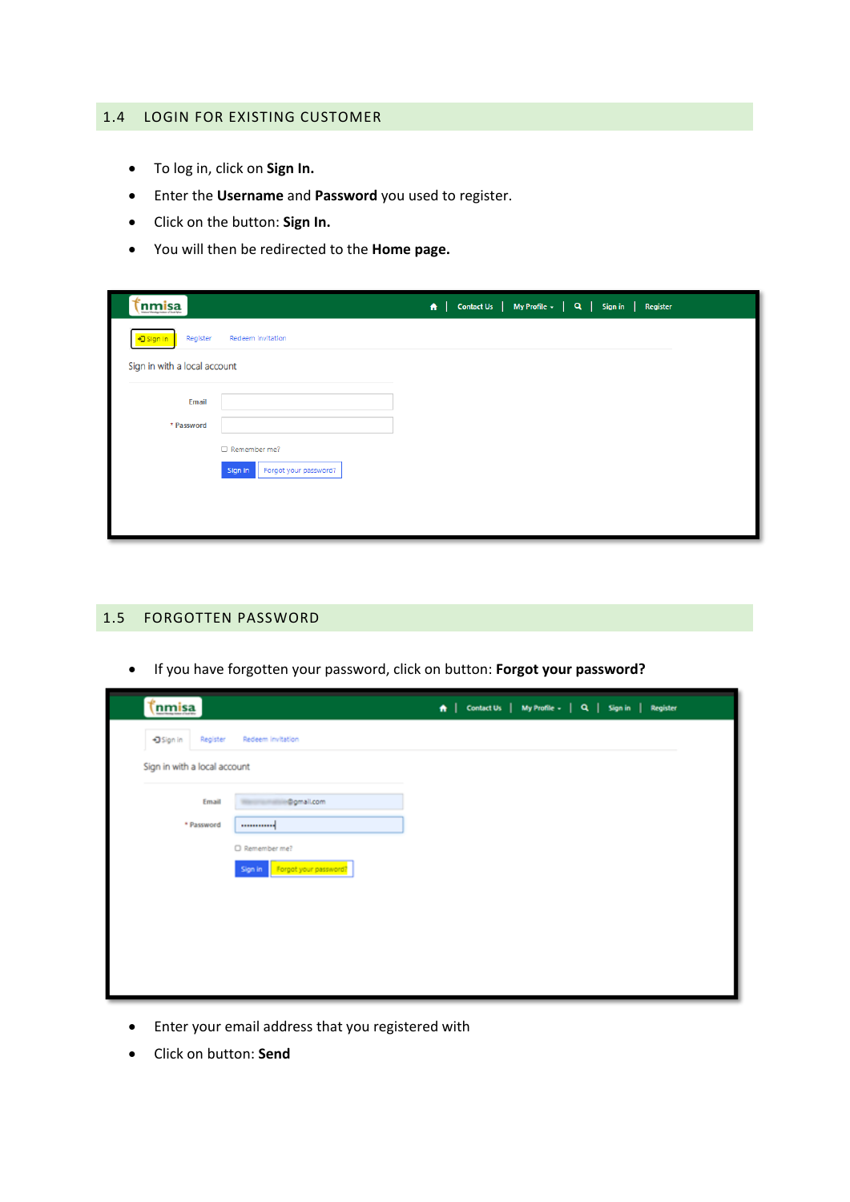## 1.4 LOGIN FOR EXISTING CUSTOMER

- To log in, click on **Sign In.**
- Enter the **Username** and **Password** you used to register.
- Click on the button: **Sign In.**
- You will then be redirected to the **Home page.**

## 1.5 FORGOTTEN PASSWORD

- If you have forgotten your password, click on button: **Forgot your password?**

- Enter your email address that you registered with
- Click on button: **Send**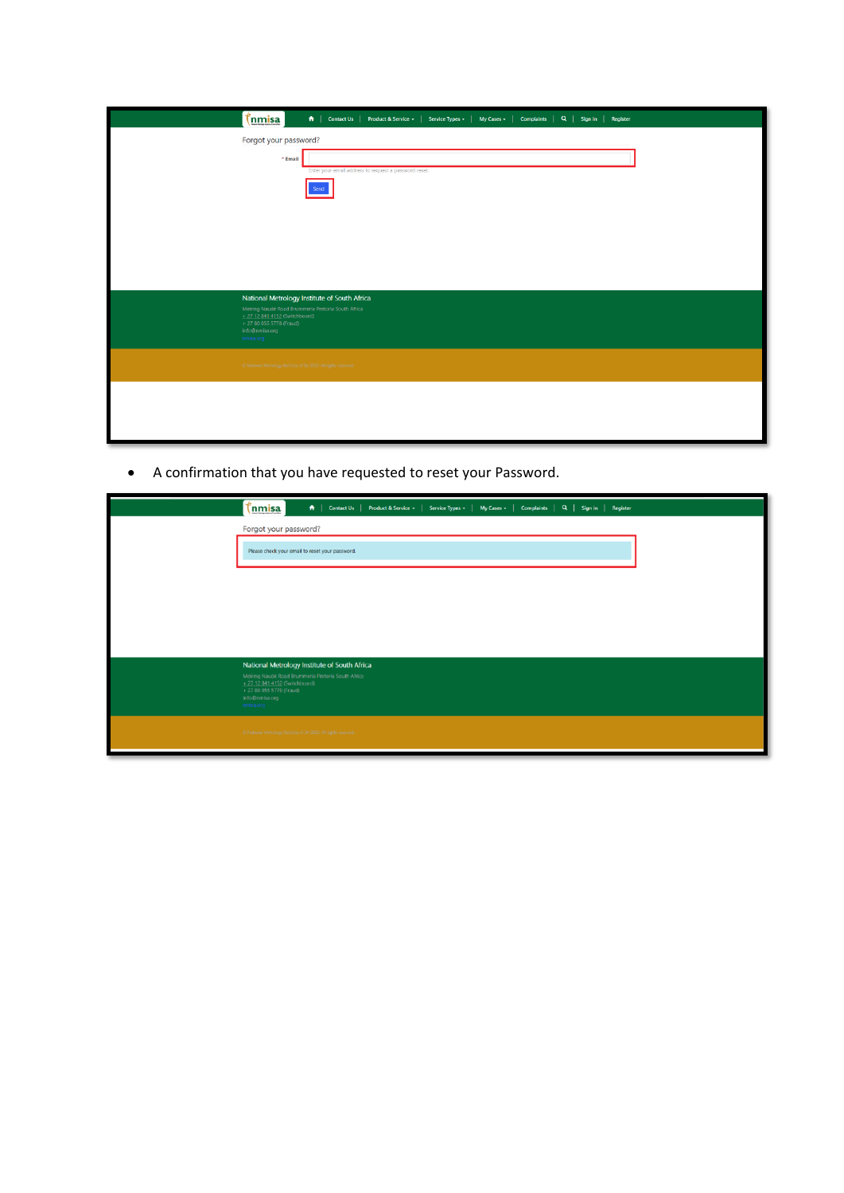- A confirmation that you have requested to reset your Password.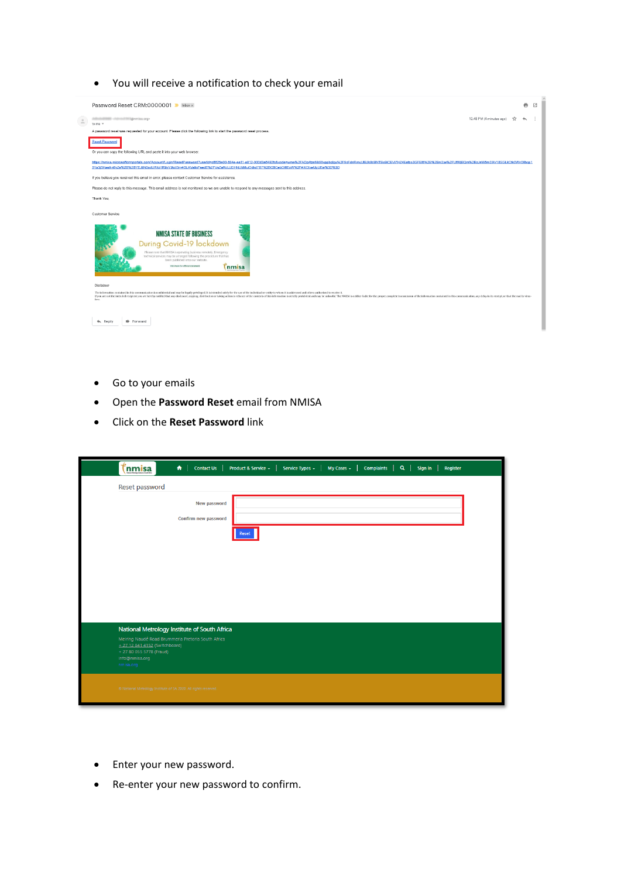- You will receive a notification to check your email

- Go to your emails
- Open the **Password Reset** email from NMISA
- Click on the **Reset Password** link

- Enter your new password.
- Re-enter your new password to confirm.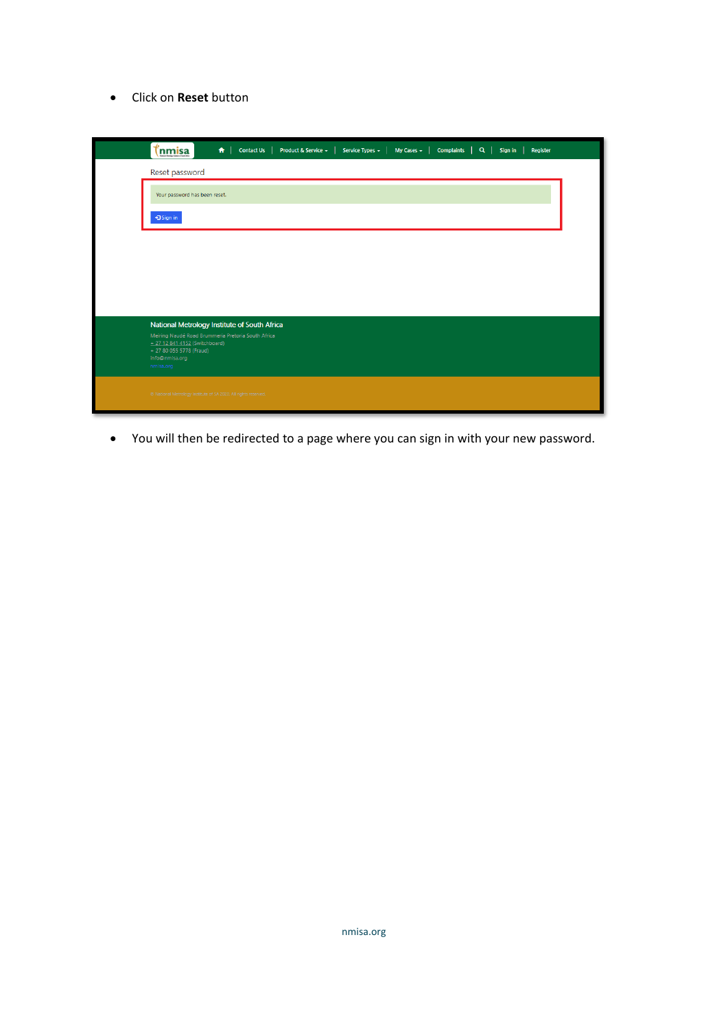- Click on **Reset** button

- You will then be redirected to a page where you can sign in with your new password.